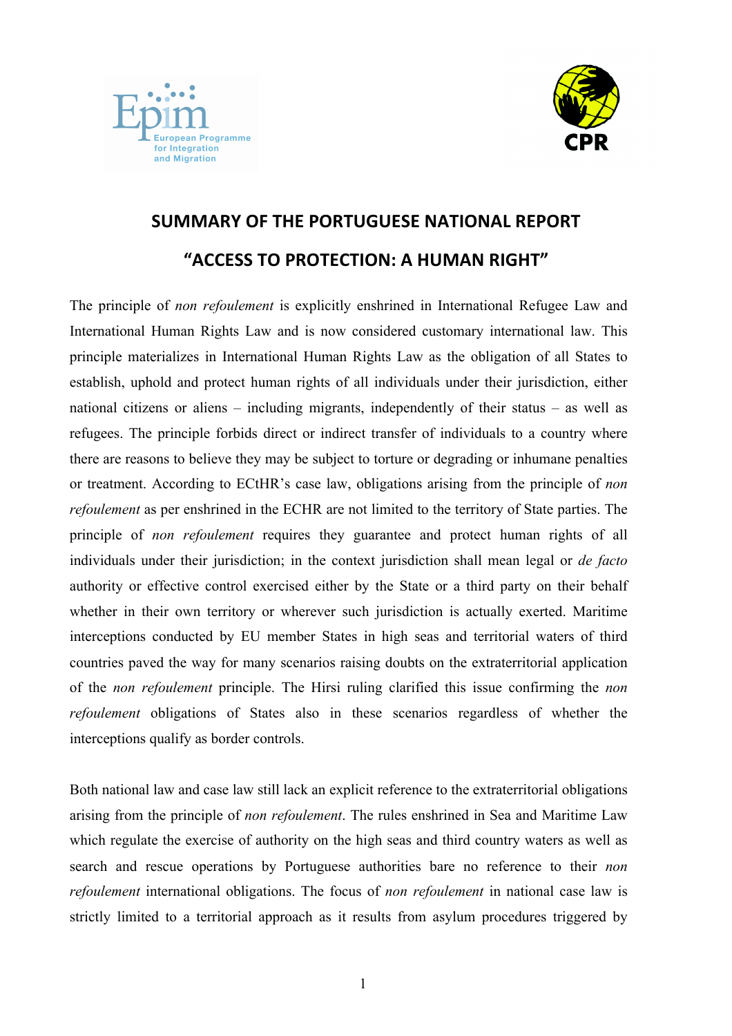# SUMMARY OF THE PORTUGUESE NATIONAL REPORT

# "ACCESS TO PROTECTION: A HUMAN RIGHT"

The principle of *non refoulement* is explicitly enshrined in International Refugee Law and International Human Rights Law and is now considered customary international law. This principle materializes in International Human Rights Law as the obligation of all States to establish, uphold and protect human rights of all individuals under their jurisdiction, either national citizens or aliens – including migrants, independently of their status – as well as refugees. The principle forbids direct or indirect transfer of individuals to a country where there are reasons to believe they may be subject to torture or degrading or inhumane penalties or treatment. According to ECtHR's case law, obligations arising from the principle of *non refoulement* as per enshrined in the ECHR are not limited to the territory of State parties. The principle of *non refoulement* requires they guarantee and protect human rights of all individuals under their jurisdiction; in the context jurisdiction shall mean legal or *de facto* authority or effective control exercised either by the State or a third party on their behalf whether in their own territory or wherever such jurisdiction is actually exerted. Maritime interceptions conducted by EU member States in high seas and territorial waters of third countries paved the way for many scenarios raising doubts on the extraterritorial application of the *non refoulement* principle. The Hirsi ruling clarified this issue confirming the *non refoulement* obligations of States also in these scenarios regardless of whether the interceptions qualify as border controls.

Both national law and case law still lack an explicit reference to the extraterritorial obligations arising from the principle of *non refoulement*. The rules enshrined in Sea and Maritime Law which regulate the exercise of authority on the high seas and third country waters as well as search and rescue operations by Portuguese authorities bare no reference to their *non refoulement* international obligations. The focus of *non refoulement* in national case law is strictly limited to a territorial approach as it results from asylum procedures triggered by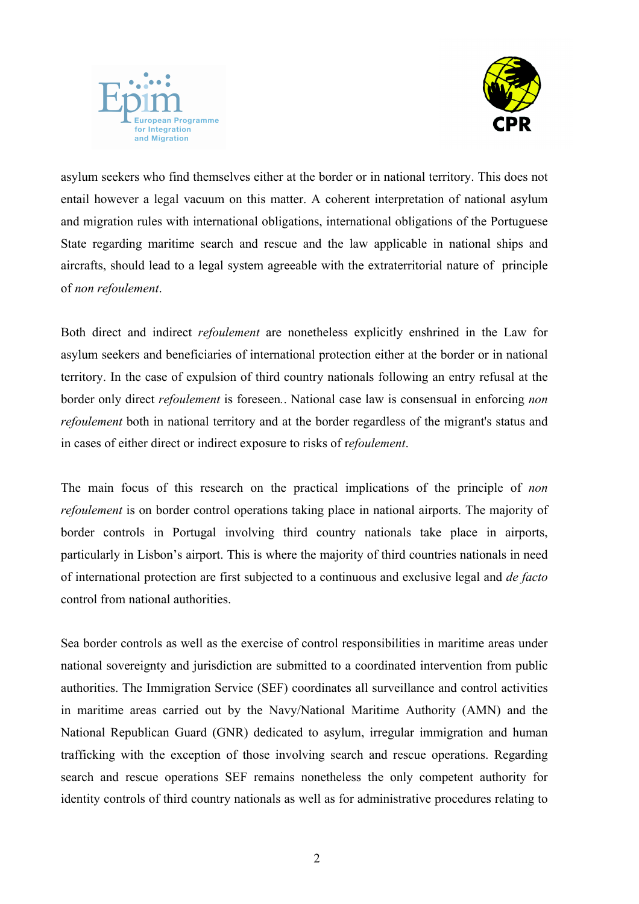asylum seekers who find themselves either at the border or in national territory. This does not entail however a legal vacuum on this matter. A coherent interpretation of national asylum and migration rules with international obligations, international obligations of the Portuguese State regarding maritime search and rescue and the law applicable in national ships and aircrafts, should lead to a legal system agreeable with the extraterritorial nature of principle of *non refoulement*.

Both direct and indirect *refoulement* are nonetheless explicitly enshrined in the Law for asylum seekers and beneficiaries of international protection either at the border or in national territory. In the case of expulsion of third country nationals following an entry refusal at the border only direct *refoulement* is foreseen.. National case law is consensual in enforcing *non refoulement* both in national territory and at the border regardless of the migrant's status and in cases of either direct or indirect exposure to risks of r*efoulement*.

The main focus of this research on the practical implications of the principle of *non refoulement* is on border control operations taking place in national airports. The majority of border controls in Portugal involving third country nationals take place in airports, particularly in Lisbon's airport. This is where the majority of third countries nationals in need of international protection are first subjected to a continuous and exclusive legal and *de facto* control from national authorities.

Sea border controls as well as the exercise of control responsibilities in maritime areas under national sovereignty and jurisdiction are submitted to a coordinated intervention from public authorities. The Immigration Service (SEF) coordinates all surveillance and control activities in maritime areas carried out by the Navy/National Maritime Authority (AMN) and the National Republican Guard (GNR) dedicated to asylum, irregular immigration and human trafficking with the exception of those involving search and rescue operations. Regarding search and rescue operations SEF remains nonetheless the only competent authority for identity controls of third country nationals as well as for administrative procedures relating to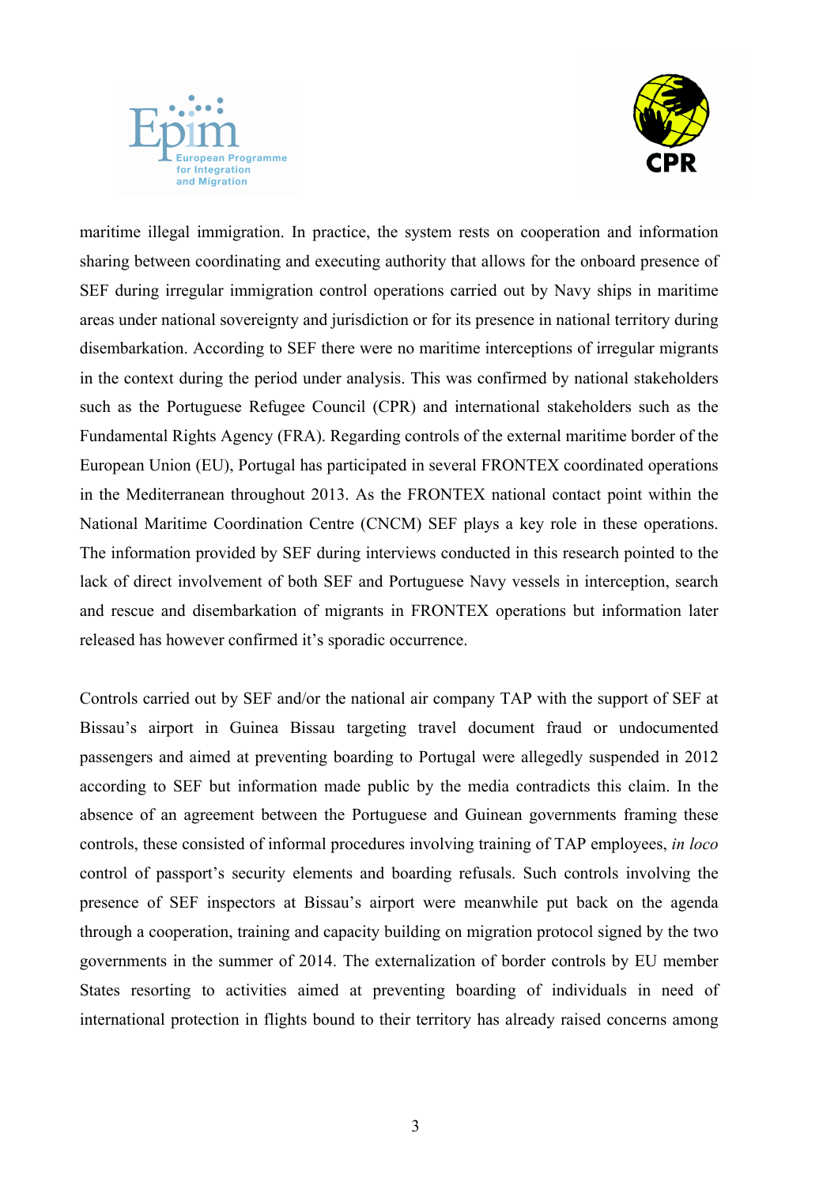maritime illegal immigration. In practice, the system rests on cooperation and information sharing between coordinating and executing authority that allows for the onboard presence of SEF during irregular immigration control operations carried out by Navy ships in maritime areas under national sovereignty and jurisdiction or for its presence in national territory during disembarkation. According to SEF there were no maritime interceptions of irregular migrants in the context during the period under analysis. This was confirmed by national stakeholders such as the Portuguese Refugee Council (CPR) and international stakeholders such as the Fundamental Rights Agency (FRA). Regarding controls of the external maritime border of the European Union (EU), Portugal has participated in several FRONTEX coordinated operations in the Mediterranean throughout 2013. As the FRONTEX national contact point within the National Maritime Coordination Centre (CNCM) SEF plays a key role in these operations. The information provided by SEF during interviews conducted in this research pointed to the lack of direct involvement of both SEF and Portuguese Navy vessels in interception, search and rescue and disembarkation of migrants in FRONTEX operations but information later released has however confirmed it's sporadic occurrence.

Controls carried out by SEF and/or the national air company TAP with the support of SEF at Bissau's airport in Guinea Bissau targeting travel document fraud or undocumented passengers and aimed at preventing boarding to Portugal were allegedly suspended in 2012 according to SEF but information made public by the media contradicts this claim. In the absence of an agreement between the Portuguese and Guinean governments framing these controls, these consisted of informal procedures involving training of TAP employees, *in loco* control of passport's security elements and boarding refusals. Such controls involving the presence of SEF inspectors at Bissau's airport were meanwhile put back on the agenda through a cooperation, training and capacity building on migration protocol signed by the two governments in the summer of 2014. The externalization of border controls by EU member States resorting to activities aimed at preventing boarding of individuals in need of international protection in flights bound to their territory has already raised concerns among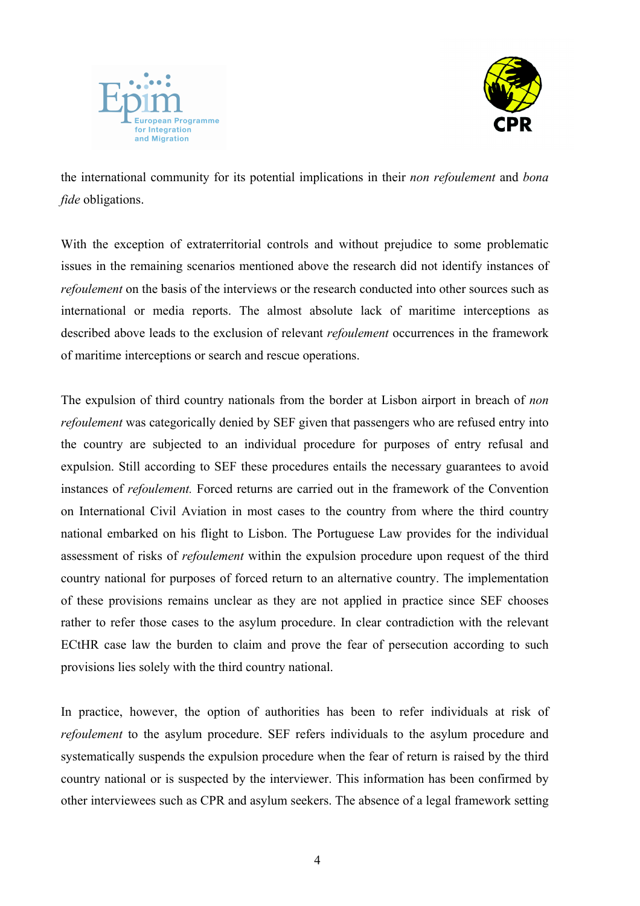the international community for its potential implications in their *non refoulement* and *bona fide* obligations.

With the exception of extraterritorial controls and without prejudice to some problematic issues in the remaining scenarios mentioned above the research did not identify instances of *refoulement* on the basis of the interviews or the research conducted into other sources such as international or media reports. The almost absolute lack of maritime interceptions as described above leads to the exclusion of relevant *refoulement* occurrences in the framework of maritime interceptions or search and rescue operations.

The expulsion of third country nationals from the border at Lisbon airport in breach of *non refoulement* was categorically denied by SEF given that passengers who are refused entry into the country are subjected to an individual procedure for purposes of entry refusal and expulsion. Still according to SEF these procedures entails the necessary guarantees to avoid instances of *refoulement.* Forced returns are carried out in the framework of the Convention on International Civil Aviation in most cases to the country from where the third country national embarked on his flight to Lisbon. The Portuguese Law provides for the individual assessment of risks of *refoulement* within the expulsion procedure upon request of the third country national for purposes of forced return to an alternative country. The implementation of these provisions remains unclear as they are not applied in practice since SEF chooses rather to refer those cases to the asylum procedure. In clear contradiction with the relevant ECtHR case law the burden to claim and prove the fear of persecution according to such provisions lies solely with the third country national.

In practice, however, the option of authorities has been to refer individuals at risk of *refoulement* to the asylum procedure. SEF refers individuals to the asylum procedure and systematically suspends the expulsion procedure when the fear of return is raised by the third country national or is suspected by the interviewer. This information has been confirmed by other interviewees such as CPR and asylum seekers. The absence of a legal framework setting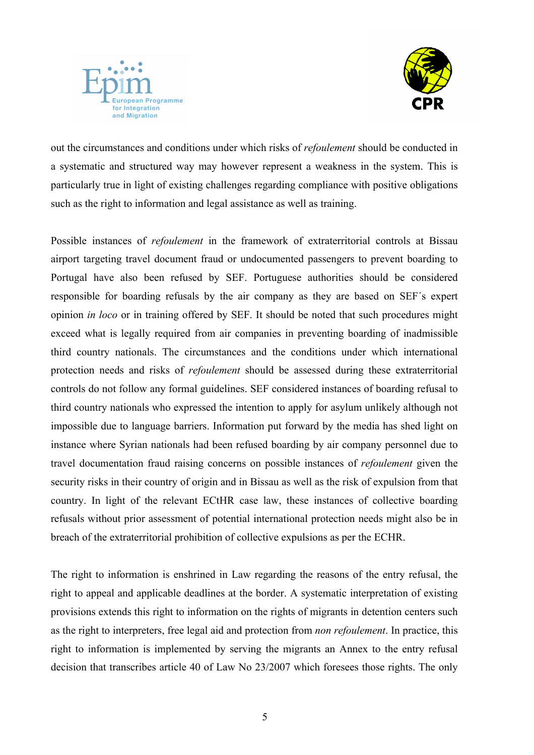out the circumstances and conditions under which risks of *refoulement* should be conducted in a systematic and structured way may however represent a weakness in the system. This is particularly true in light of existing challenges regarding compliance with positive obligations such as the right to information and legal assistance as well as training.

Possible instances of *refoulement* in the framework of extraterritorial controls at Bissau airport targeting travel document fraud or undocumented passengers to prevent boarding to Portugal have also been refused by SEF. Portuguese authorities should be considered responsible for boarding refusals by the air company as they are based on SEF´s expert opinion *in loco* or in training offered by SEF. It should be noted that such procedures might exceed what is legally required from air companies in preventing boarding of inadmissible third country nationals. The circumstances and the conditions under which international protection needs and risks of *refoulement* should be assessed during these extraterritorial controls do not follow any formal guidelines. SEF considered instances of boarding refusal to third country nationals who expressed the intention to apply for asylum unlikely although not impossible due to language barriers. Information put forward by the media has shed light on instance where Syrian nationals had been refused boarding by air company personnel due to travel documentation fraud raising concerns on possible instances of *refoulement* given the security risks in their country of origin and in Bissau as well as the risk of expulsion from that country. In light of the relevant ECtHR case law, these instances of collective boarding refusals without prior assessment of potential international protection needs might also be in breach of the extraterritorial prohibition of collective expulsions as per the ECHR.

The right to information is enshrined in Law regarding the reasons of the entry refusal, the right to appeal and applicable deadlines at the border. A systematic interpretation of existing provisions extends this right to information on the rights of migrants in detention centers such as the right to interpreters, free legal aid and protection from *non refoulement*. In practice, this right to information is implemented by serving the migrants an Annex to the entry refusal decision that transcribes article 40 of Law No 23/2007 which foresees those rights. The only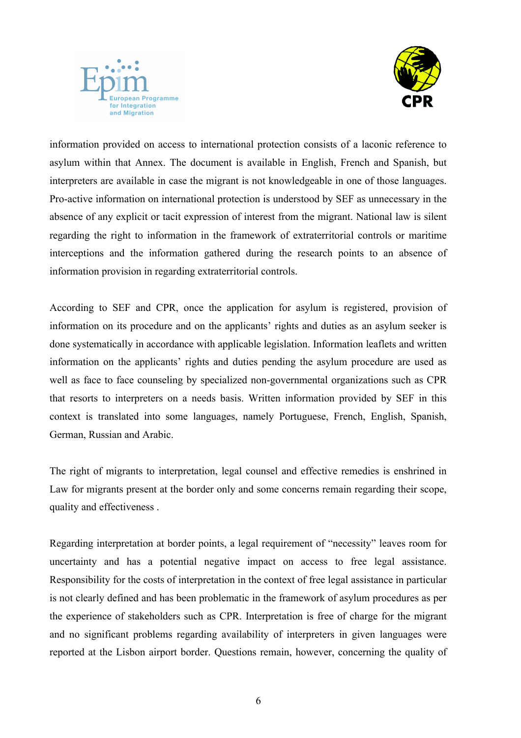information provided on access to international protection consists of a laconic reference to asylum within that Annex. The document is available in English, French and Spanish, but interpreters are available in case the migrant is not knowledgeable in one of those languages. Pro-active information on international protection is understood by SEF as unnecessary in the absence of any explicit or tacit expression of interest from the migrant. National law is silent regarding the right to information in the framework of extraterritorial controls or maritime interceptions and the information gathered during the research points to an absence of information provision in regarding extraterritorial controls.

According to SEF and CPR, once the application for asylum is registered, provision of information on its procedure and on the applicants' rights and duties as an asylum seeker is done systematically in accordance with applicable legislation. Information leaflets and written information on the applicants' rights and duties pending the asylum procedure are used as well as face to face counseling by specialized non-governmental organizations such as CPR that resorts to interpreters on a needs basis. Written information provided by SEF in this context is translated into some languages, namely Portuguese, French, English, Spanish, German, Russian and Arabic.

The right of migrants to interpretation, legal counsel and effective remedies is enshrined in Law for migrants present at the border only and some concerns remain regarding their scope, quality and effectiveness .

Regarding interpretation at border points, a legal requirement of "necessity" leaves room for uncertainty and has a potential negative impact on access to free legal assistance. Responsibility for the costs of interpretation in the context of free legal assistance in particular is not clearly defined and has been problematic in the framework of asylum procedures as per the experience of stakeholders such as CPR. Interpretation is free of charge for the migrant and no significant problems regarding availability of interpreters in given languages were reported at the Lisbon airport border. Questions remain, however, concerning the quality of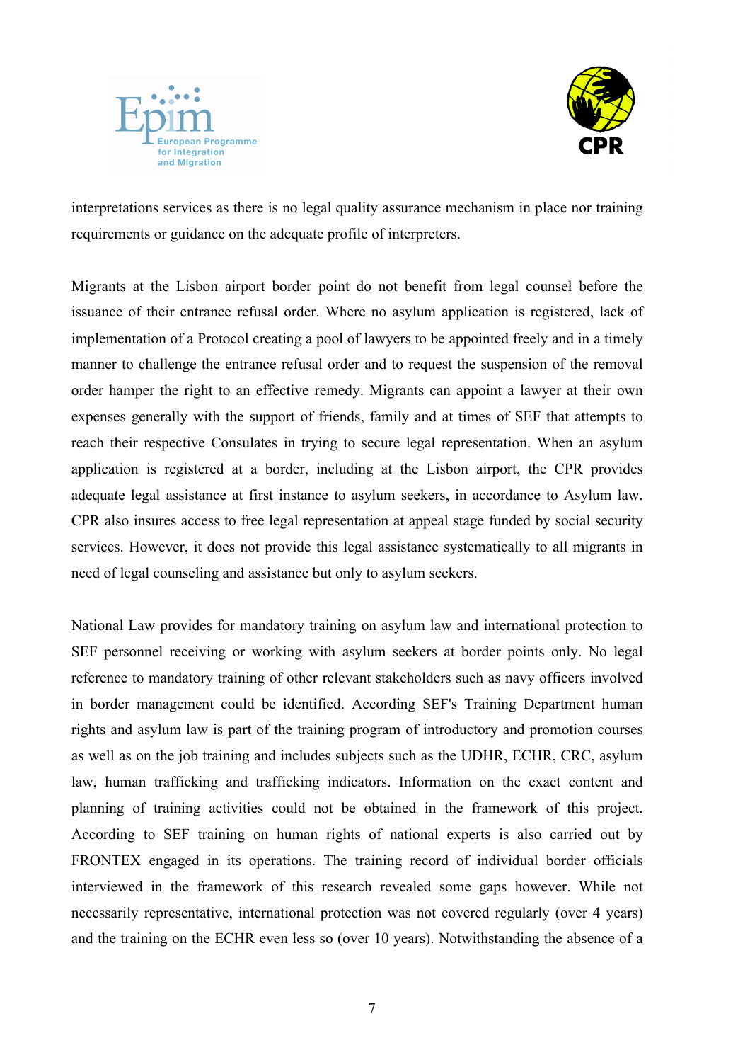interpretations services as there is no legal quality assurance mechanism in place nor training requirements or guidance on the adequate profile of interpreters.

Migrants at the Lisbon airport border point do not benefit from legal counsel before the issuance of their entrance refusal order. Where no asylum application is registered, lack of implementation of a Protocol creating a pool of lawyers to be appointed freely and in a timely manner to challenge the entrance refusal order and to request the suspension of the removal order hamper the right to an effective remedy. Migrants can appoint a lawyer at their own expenses generally with the support of friends, family and at times of SEF that attempts to reach their respective Consulates in trying to secure legal representation. When an asylum application is registered at a border, including at the Lisbon airport, the CPR provides adequate legal assistance at first instance to asylum seekers, in accordance to Asylum law. CPR also insures access to free legal representation at appeal stage funded by social security services. However, it does not provide this legal assistance systematically to all migrants in need of legal counseling and assistance but only to asylum seekers.

National Law provides for mandatory training on asylum law and international protection to SEF personnel receiving or working with asylum seekers at border points only. No legal reference to mandatory training of other relevant stakeholders such as navy officers involved in border management could be identified. According SEF's Training Department human rights and asylum law is part of the training program of introductory and promotion courses as well as on the job training and includes subjects such as the UDHR, ECHR, CRC, asylum law, human trafficking and trafficking indicators. Information on the exact content and planning of training activities could not be obtained in the framework of this project. According to SEF training on human rights of national experts is also carried out by FRONTEX engaged in its operations. The training record of individual border officials interviewed in the framework of this research revealed some gaps however. While not necessarily representative, international protection was not covered regularly (over 4 years) and the training on the ECHR even less so (over 10 years). Notwithstanding the absence of a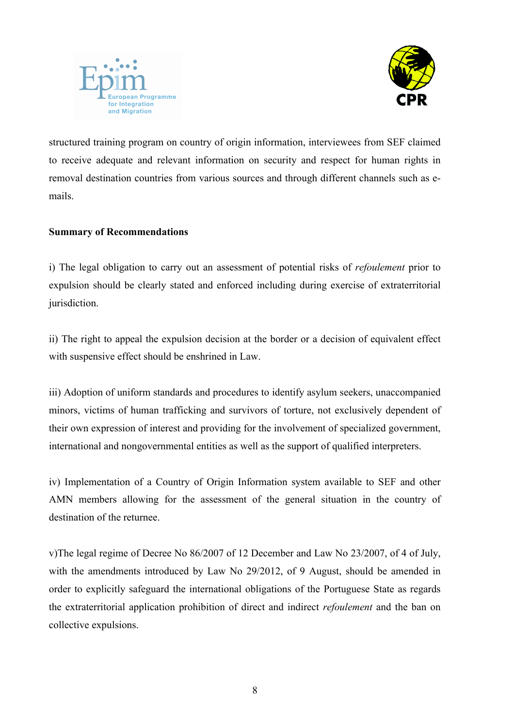structured training program on country of origin information, interviewees from SEF claimed to receive adequate and relevant information on security and respect for human rights in removal destination countries from various sources and through different channels such as e-mails.

**Summary of Recommendations**

i) The legal obligation to carry out an assessment of potential risks of *refoulement* prior to expulsion should be clearly stated and enforced including during exercise of extraterritorial jurisdiction.

ii) The right to appeal the expulsion decision at the border or a decision of equivalent effect with suspensive effect should be enshrined in Law.

iii) Adoption of uniform standards and procedures to identify asylum seekers, unaccompanied minors, victims of human trafficking and survivors of torture, not exclusively dependent of their own expression of interest and providing for the involvement of specialized government, international and nongovernmental entities as well as the support of qualified interpreters.

iv) Implementation of a Country of Origin Information system available to SEF and other AMN members allowing for the assessment of the general situation in the country of destination of the returnee.

v)The legal regime of Decree No 86/2007 of 12 December and Law No 23/2007, of 4 of July, with the amendments introduced by Law No 29/2012, of 9 August, should be amended in order to explicitly safeguard the international obligations of the Portuguese State as regards the extraterritorial application prohibition of direct and indirect *refoulement* and the ban on collective expulsions.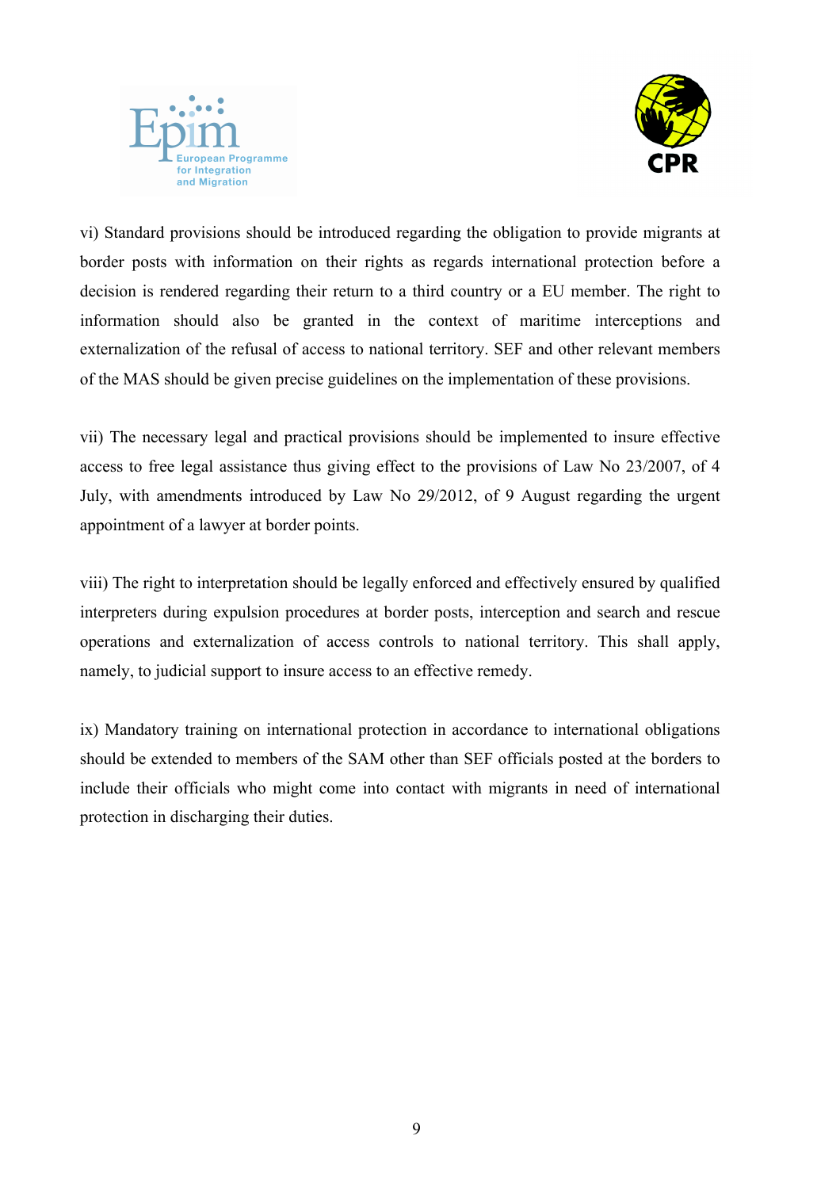vi) Standard provisions should be introduced regarding the obligation to provide migrants at border posts with information on their rights as regards international protection before a decision is rendered regarding their return to a third country or a EU member. The right to information should also be granted in the context of maritime interceptions and externalization of the refusal of access to national territory. SEF and other relevant members of the MAS should be given precise guidelines on the implementation of these provisions.

vii) The necessary legal and practical provisions should be implemented to insure effective access to free legal assistance thus giving effect to the provisions of Law No 23/2007, of 4 July, with amendments introduced by Law No 29/2012, of 9 August regarding the urgent appointment of a lawyer at border points.

viii) The right to interpretation should be legally enforced and effectively ensured by qualified interpreters during expulsion procedures at border posts, interception and search and rescue operations and externalization of access controls to national territory. This shall apply, namely, to judicial support to insure access to an effective remedy.

ix) Mandatory training on international protection in accordance to international obligations should be extended to members of the SAM other than SEF officials posted at the borders to include their officials who might come into contact with migrants in need of international protection in discharging their duties.